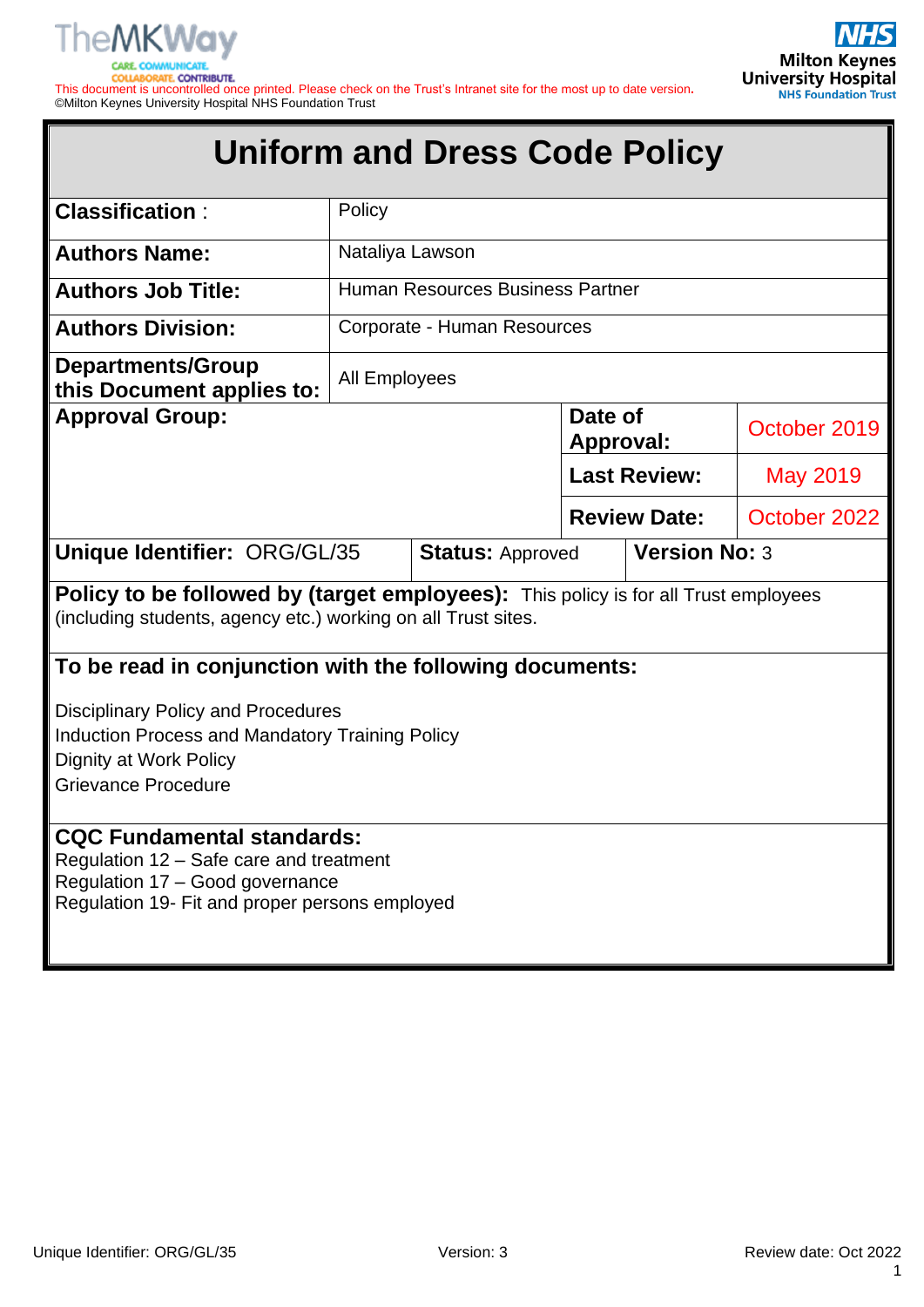This document is uncontrolled once printed. Please check on the Trust's Intranet site for the most up to date version.
©Milton Keynes University Hospital NHS Foundation Trust

# Uniform and Dress Code Policy

| | | | |
|---|---|---|---|
| **Classification** : | Policy | | |
| **Authors Name:** | Nataliya Lawson | | |
| **Authors Job Title:** | Human Resources Business Partner | | |
| **Authors Division:** | Corporate - Human Resources | | |
| **Departments/Group this Document applies to:** | All Employees | | |
| **Approval Group:** | | **Date of Approval:** | October 2019 |
| | | **Last Review:** | May 2019 |
| | | **Review Date:** | October 2022 |
| **Unique Identifier:** ORG/GL/35 | **Status:** Approved | **Version No:** 3 | |

**Policy to be followed by (target employees):** This policy is for all Trust employees (including students, agency etc.) working on all Trust sites.

**To be read in conjunction with the following documents:**

Disciplinary Policy and Procedures
Induction Process and Mandatory Training Policy
Dignity at Work Policy
Grievance Procedure

**CQC Fundamental standards:**
Regulation 12 – Safe care and treatment
Regulation 17 – Good governance
Regulation 19- Fit and proper persons employed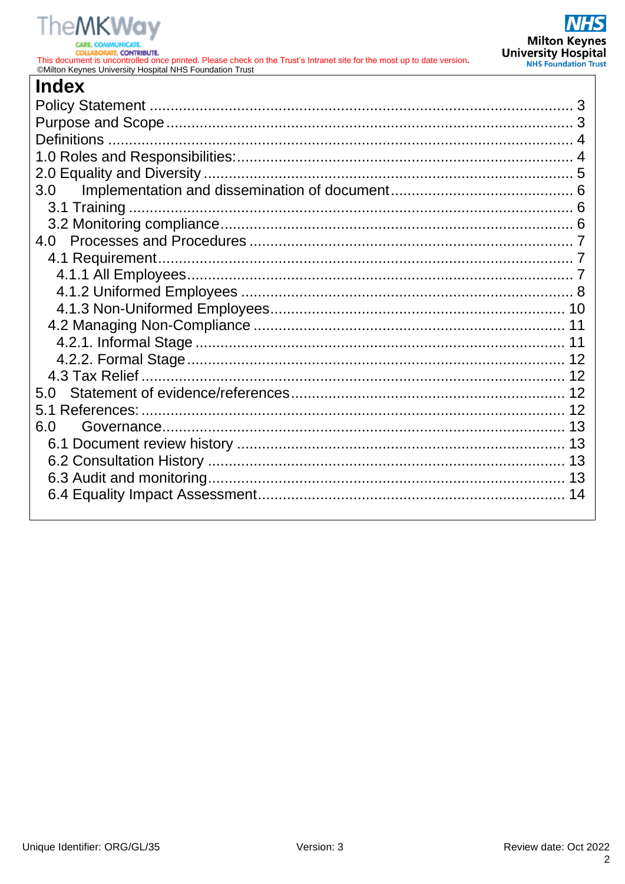# Index

Policy Statement ........................................................................................ 3
Purpose and Scope ..................................................................................... 3
Definitions .................................................................................................. 4
1.0 Roles and Responsibilities: ..................................................................... 4
2.0 Equality and Diversity ............................................................................ 5
3.0 Implementation and dissemination of document ....................................... 6
- 3.1 Training ............................................................................................ 6
- 3.2 Monitoring compliance ....................................................................... 6

4.0 Processes and Procedures ...................................................................... 7
- 4.1 Requirement ...................................................................................... 7
  - 4.1.1 All Employees ............................................................................. 7
  - 4.1.2 Uniformed Employees .................................................................. 8
  - 4.1.3 Non-Uniformed Employees .......................................................... 10
- 4.2 Managing Non-Compliance ................................................................ 11
  - 4.2.1. Informal Stage .......................................................................... 11
  - 4.2.2. Formal Stage ............................................................................ 12
- 4.3 Tax Relief ........................................................................................ 12

5.0 Statement of evidence/references ......................................................... 12
5.1 References: ........................................................................................ 12
6.0 Governance ........................................................................................ 13
- 6.1 Document review history .................................................................. 13
- 6.2 Consultation History ......................................................................... 13
- 6.3 Audit and monitoring ........................................................................ 13
- 6.4 Equality Impact Assessment .............................................................. 14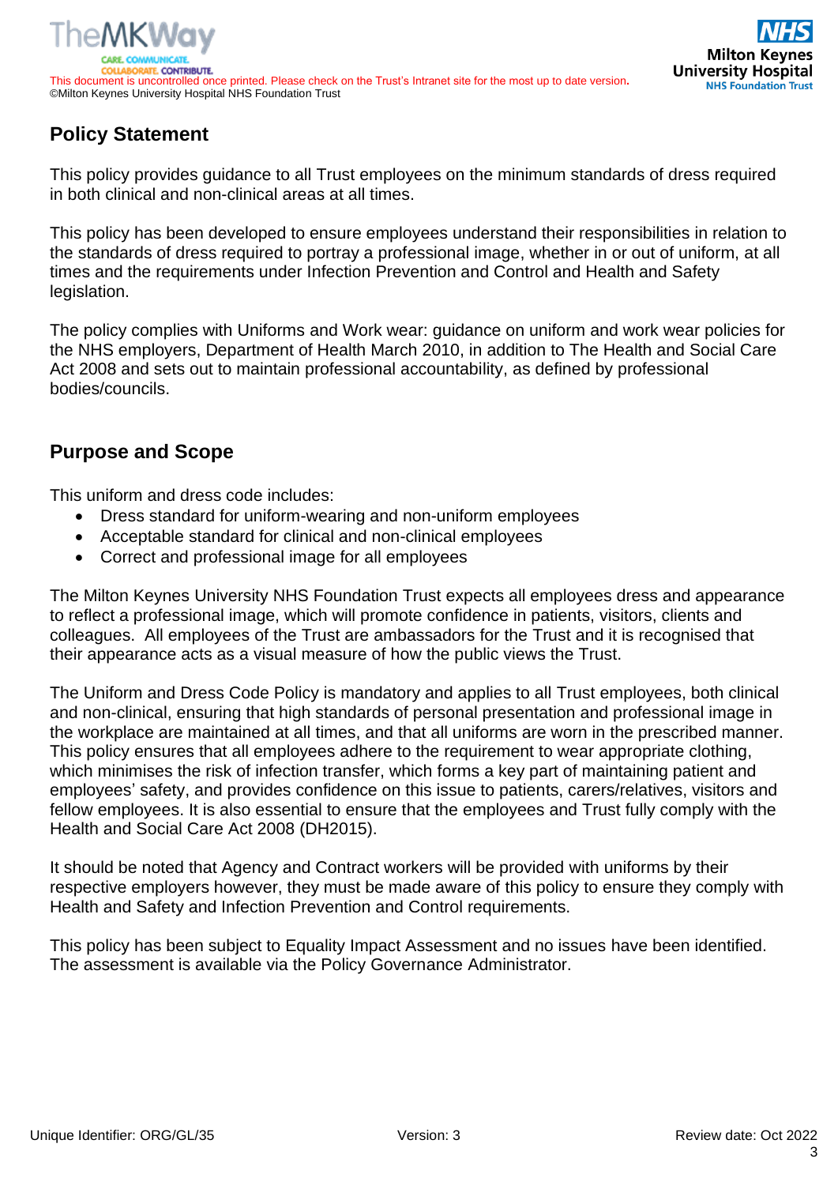## Policy Statement

This policy provides guidance to all Trust employees on the minimum standards of dress required in both clinical and non-clinical areas at all times.

This policy has been developed to ensure employees understand their responsibilities in relation to the standards of dress required to portray a professional image, whether in or out of uniform, at all times and the requirements under Infection Prevention and Control and Health and Safety legislation.

The policy complies with Uniforms and Work wear: guidance on uniform and work wear policies for the NHS employers, Department of Health March 2010, in addition to The Health and Social Care Act 2008 and sets out to maintain professional accountability, as defined by professional bodies/councils.

## Purpose and Scope

This uniform and dress code includes:

- Dress standard for uniform-wearing and non-uniform employees
- Acceptable standard for clinical and non-clinical employees
- Correct and professional image for all employees

The Milton Keynes University NHS Foundation Trust expects all employees dress and appearance to reflect a professional image, which will promote confidence in patients, visitors, clients and colleagues. All employees of the Trust are ambassadors for the Trust and it is recognised that their appearance acts as a visual measure of how the public views the Trust.

The Uniform and Dress Code Policy is mandatory and applies to all Trust employees, both clinical and non-clinical, ensuring that high standards of personal presentation and professional image in the workplace are maintained at all times, and that all uniforms are worn in the prescribed manner. This policy ensures that all employees adhere to the requirement to wear appropriate clothing, which minimises the risk of infection transfer, which forms a key part of maintaining patient and employees' safety, and provides confidence on this issue to patients, carers/relatives, visitors and fellow employees. It is also essential to ensure that the employees and Trust fully comply with the Health and Social Care Act 2008 (DH2015).

It should be noted that Agency and Contract workers will be provided with uniforms by their respective employers however, they must be made aware of this policy to ensure they comply with Health and Safety and Infection Prevention and Control requirements.

This policy has been subject to Equality Impact Assessment and no issues have been identified. The assessment is available via the Policy Governance Administrator.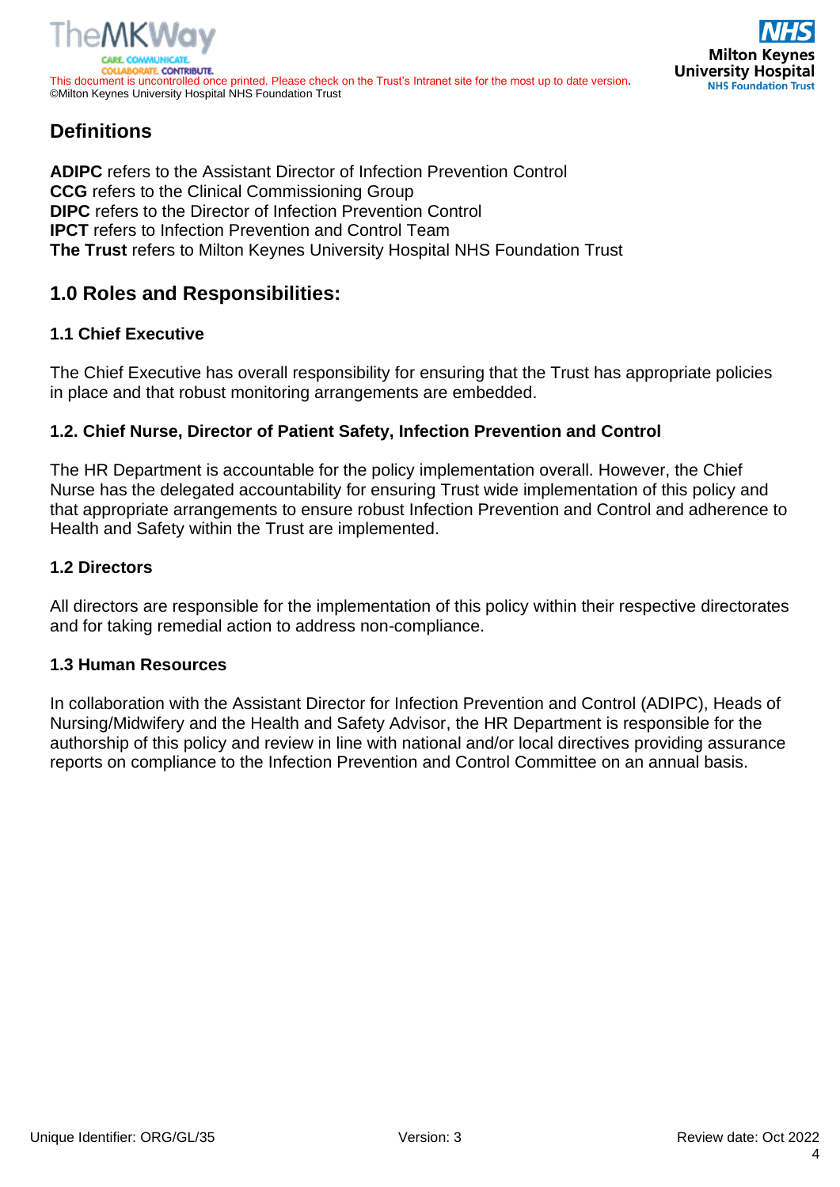## Definitions

**ADIPC** refers to the Assistant Director of Infection Prevention Control
**CCG** refers to the Clinical Commissioning Group
**DIPC** refers to the Director of Infection Prevention Control
**IPCT** refers to Infection Prevention and Control Team
**The Trust** refers to Milton Keynes University Hospital NHS Foundation Trust

## 1.0 Roles and Responsibilities:

### 1.1 Chief Executive

The Chief Executive has overall responsibility for ensuring that the Trust has appropriate policies in place and that robust monitoring arrangements are embedded.

### 1.2. Chief Nurse, Director of Patient Safety, Infection Prevention and Control

The HR Department is accountable for the policy implementation overall. However, the Chief Nurse has the delegated accountability for ensuring Trust wide implementation of this policy and that appropriate arrangements to ensure robust Infection Prevention and Control and adherence to Health and Safety within the Trust are implemented.

### 1.2 Directors

All directors are responsible for the implementation of this policy within their respective directorates and for taking remedial action to address non-compliance.

### 1.3 Human Resources

In collaboration with the Assistant Director for Infection Prevention and Control (ADIPC), Heads of Nursing/Midwifery and the Health and Safety Advisor, the HR Department is responsible for the authorship of this policy and review in line with national and/or local directives providing assurance reports on compliance to the Infection Prevention and Control Committee on an annual basis.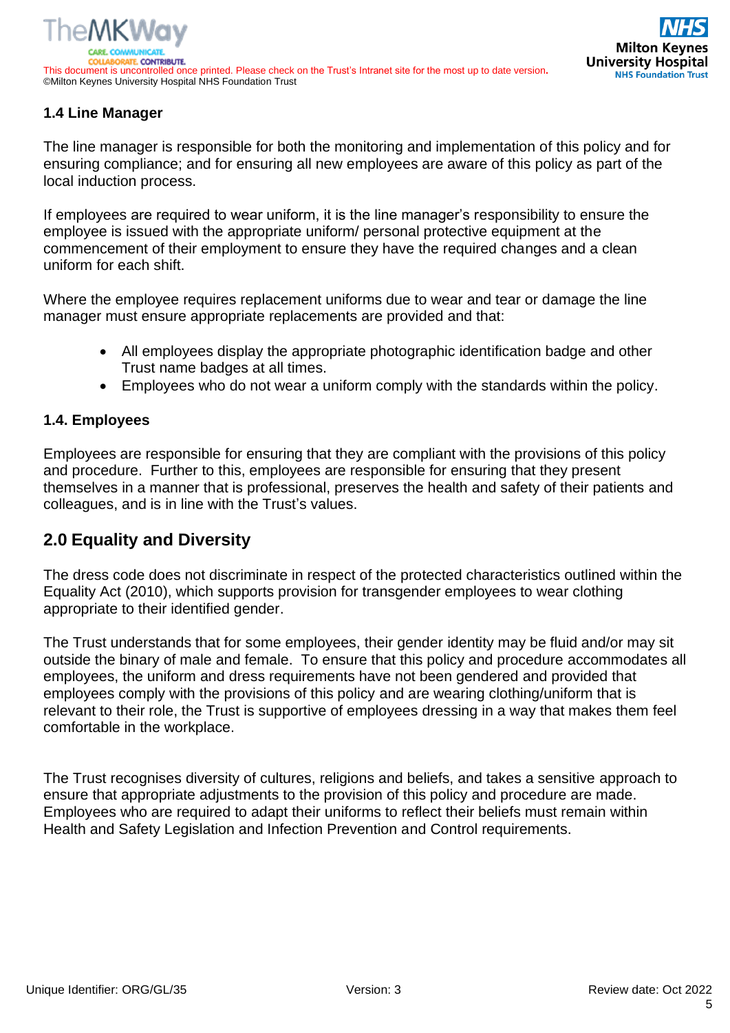### 1.4 Line Manager

The line manager is responsible for both the monitoring and implementation of this policy and for ensuring compliance; and for ensuring all new employees are aware of this policy as part of the local induction process.

If employees are required to wear uniform, it is the line manager's responsibility to ensure the employee is issued with the appropriate uniform/ personal protective equipment at the commencement of their employment to ensure they have the required changes and a clean uniform for each shift.

Where the employee requires replacement uniforms due to wear and tear or damage the line manager must ensure appropriate replacements are provided and that:

- All employees display the appropriate photographic identification badge and other Trust name badges at all times.
- Employees who do not wear a uniform comply with the standards within the policy.

### 1.4. Employees

Employees are responsible for ensuring that they are compliant with the provisions of this policy and procedure. Further to this, employees are responsible for ensuring that they present themselves in a manner that is professional, preserves the health and safety of their patients and colleagues, and is in line with the Trust's values.

## 2.0 Equality and Diversity

The dress code does not discriminate in respect of the protected characteristics outlined within the Equality Act (2010), which supports provision for transgender employees to wear clothing appropriate to their identified gender.

The Trust understands that for some employees, their gender identity may be fluid and/or may sit outside the binary of male and female. To ensure that this policy and procedure accommodates all employees, the uniform and dress requirements have not been gendered and provided that employees comply with the provisions of this policy and are wearing clothing/uniform that is relevant to their role, the Trust is supportive of employees dressing in a way that makes them feel comfortable in the workplace.

The Trust recognises diversity of cultures, religions and beliefs, and takes a sensitive approach to ensure that appropriate adjustments to the provision of this policy and procedure are made. Employees who are required to adapt their uniforms to reflect their beliefs must remain within Health and Safety Legislation and Infection Prevention and Control requirements.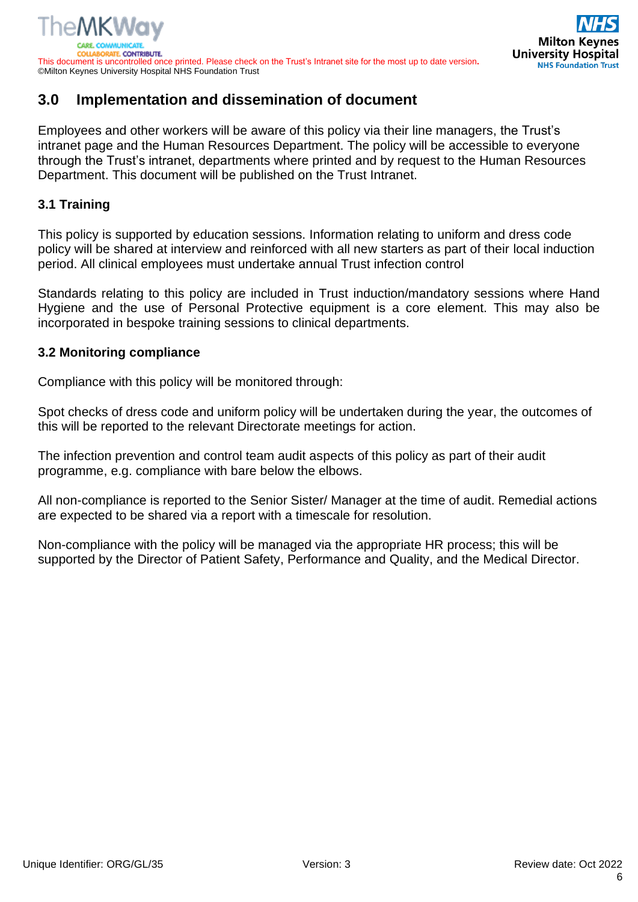## 3.0 Implementation and dissemination of document

Employees and other workers will be aware of this policy via their line managers, the Trust's intranet page and the Human Resources Department. The policy will be accessible to everyone through the Trust's intranet, departments where printed and by request to the Human Resources Department. This document will be published on the Trust Intranet.

### 3.1 Training

This policy is supported by education sessions. Information relating to uniform and dress code policy will be shared at interview and reinforced with all new starters as part of their local induction period. All clinical employees must undertake annual Trust infection control

Standards relating to this policy are included in Trust induction/mandatory sessions where Hand Hygiene and the use of Personal Protective equipment is a core element. This may also be incorporated in bespoke training sessions to clinical departments.

### 3.2 Monitoring compliance

Compliance with this policy will be monitored through:

Spot checks of dress code and uniform policy will be undertaken during the year, the outcomes of this will be reported to the relevant Directorate meetings for action.

The infection prevention and control team audit aspects of this policy as part of their audit programme, e.g. compliance with bare below the elbows.

All non-compliance is reported to the Senior Sister/ Manager at the time of audit. Remedial actions are expected to be shared via a report with a timescale for resolution.

Non-compliance with the policy will be managed via the appropriate HR process; this will be supported by the Director of Patient Safety, Performance and Quality, and the Medical Director.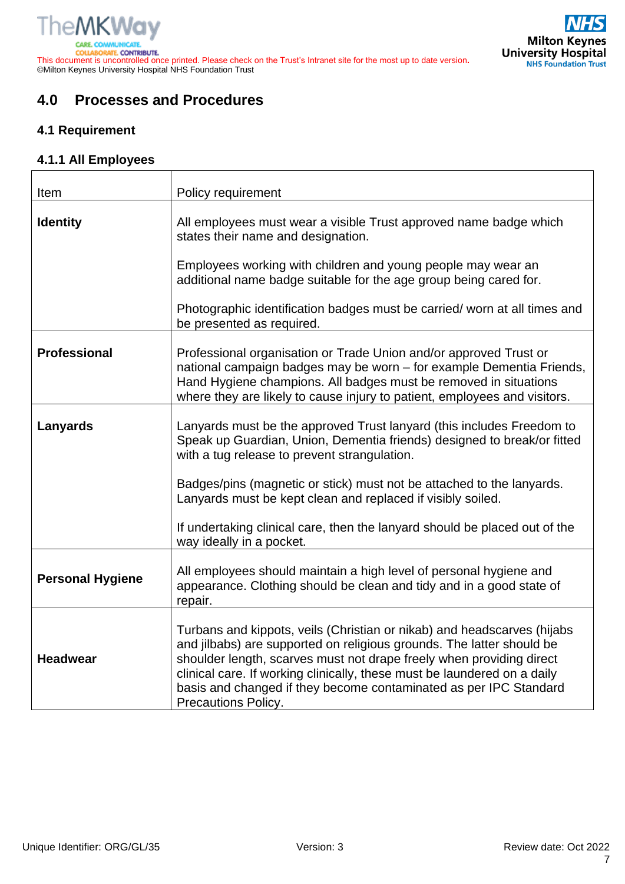## 4.0 Processes and Procedures

### 4.1 Requirement

#### 4.1.1 All Employees

| Item | Policy requirement |
|---|---|
| **Identity** | All employees must wear a visible Trust approved name badge which states their name and designation.<br><br>Employees working with children and young people may wear an additional name badge suitable for the age group being cared for.<br><br>Photographic identification badges must be carried/ worn at all times and be presented as required. |
| **Professional** | Professional organisation or Trade Union and/or approved Trust or national campaign badges may be worn – for example Dementia Friends, Hand Hygiene champions. All badges must be removed in situations where they are likely to cause injury to patient, employees and visitors. |
| **Lanyards** | Lanyards must be the approved Trust lanyard (this includes Freedom to Speak up Guardian, Union, Dementia friends) designed to break/or fitted with a tug release to prevent strangulation.<br><br>Badges/pins (magnetic or stick) must not be attached to the lanyards. Lanyards must be kept clean and replaced if visibly soiled.<br><br>If undertaking clinical care, then the lanyard should be placed out of the way ideally in a pocket. |
| **Personal Hygiene** | All employees should maintain a high level of personal hygiene and appearance. Clothing should be clean and tidy and in a good state of repair. |
| **Headwear** | Turbans and kippots, veils (Christian or nikab) and headscarves (hijabs and jilbabs) are supported on religious grounds. The latter should be shoulder length, scarves must not drape freely when providing direct clinical care. If working clinically, these must be laundered on a daily basis and changed if they become contaminated as per IPC Standard Precautions Policy. |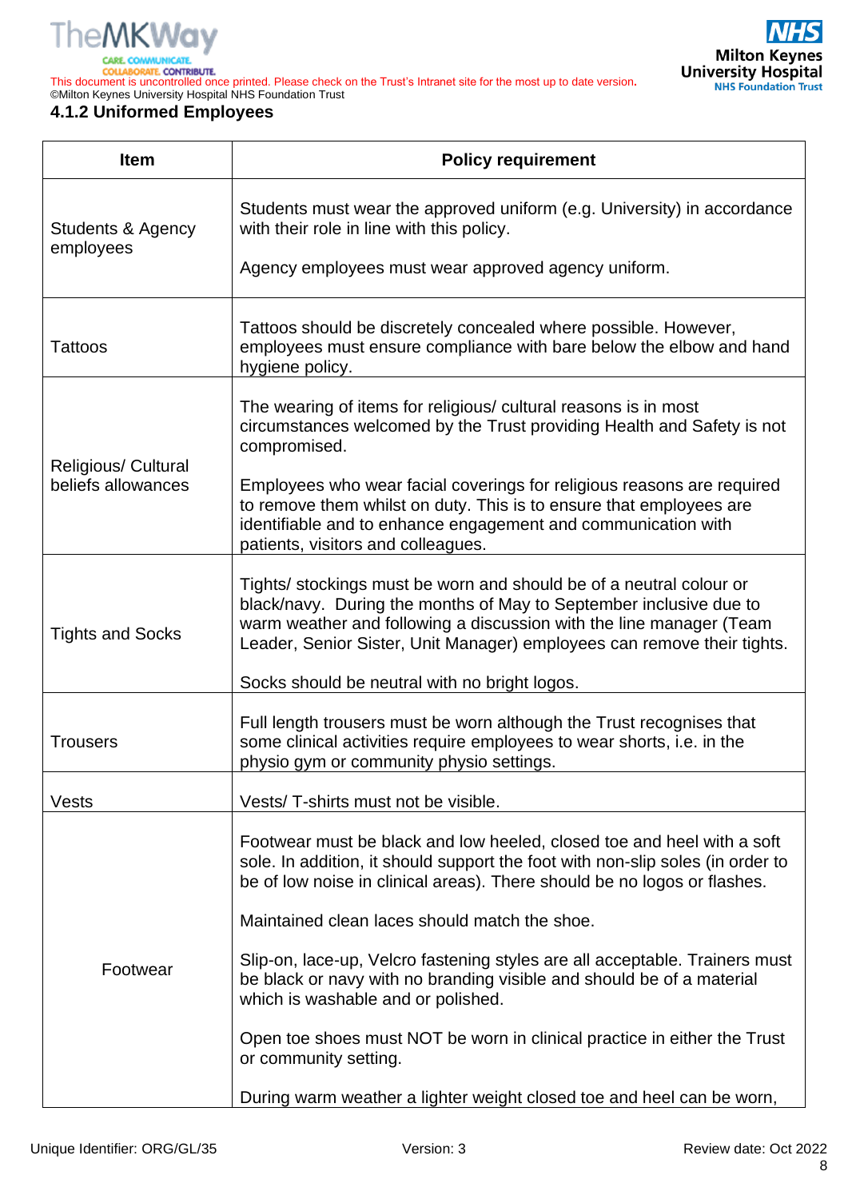### 4.1.2 Uniformed Employees

| Item | Policy requirement |
|---|---|
| Students & Agency employees | Students must wear the approved uniform (e.g. University) in accordance with their role in line with this policy.<br><br>Agency employees must wear approved agency uniform. |
| Tattoos | Tattoos should be discretely concealed where possible. However, employees must ensure compliance with bare below the elbow and hand hygiene policy. |
| Religious/ Cultural beliefs allowances | The wearing of items for religious/ cultural reasons is in most circumstances welcomed by the Trust providing Health and Safety is not compromised.<br><br>Employees who wear facial coverings for religious reasons are required to remove them whilst on duty. This is to ensure that employees are identifiable and to enhance engagement and communication with patients, visitors and colleagues. |
| Tights and Socks | Tights/ stockings must be worn and should be of a neutral colour or black/navy. During the months of May to September inclusive due to warm weather and following a discussion with the line manager (Team Leader, Senior Sister, Unit Manager) employees can remove their tights.<br><br>Socks should be neutral with no bright logos. |
| Trousers | Full length trousers must be worn although the Trust recognises that some clinical activities require employees to wear shorts, i.e. in the physio gym or community physio settings. |
| Vests | Vests/ T-shirts must not be visible. |
| Footwear | Footwear must be black and low heeled, closed toe and heel with a soft sole. In addition, it should support the foot with non-slip soles (in order to be of low noise in clinical areas). There should be no logos or flashes.<br><br>Maintained clean laces should match the shoe.<br><br>Slip-on, lace-up, Velcro fastening styles are all acceptable. Trainers must be black or navy with no branding visible and should be of a material which is washable and or polished.<br><br>Open toe shoes must NOT be worn in clinical practice in either the Trust or community setting.<br><br>During warm weather a lighter weight closed toe and heel can be worn, |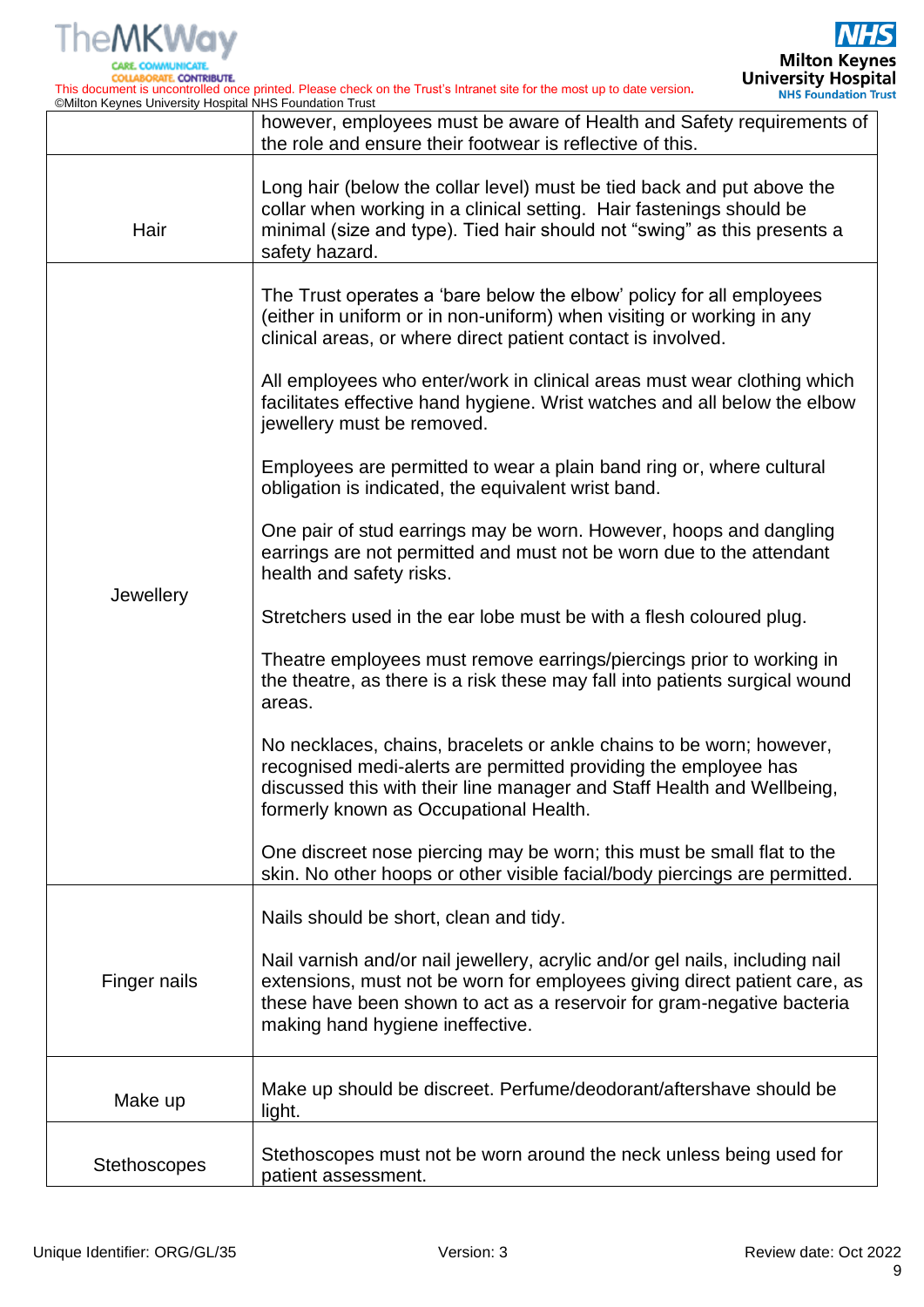| | |
|---|---|
| | however, employees must be aware of Health and Safety requirements of the role and ensure their footwear is reflective of this. |
| Hair | Long hair (below the collar level) must be tied back and put above the collar when working in a clinical setting. Hair fastenings should be minimal (size and type). Tied hair should not "swing" as this presents a safety hazard. |
| Jewellery | The Trust operates a 'bare below the elbow' policy for all employees (either in uniform or in non-uniform) when visiting or working in any clinical areas, or where direct patient contact is involved.<br><br>All employees who enter/work in clinical areas must wear clothing which facilitates effective hand hygiene. Wrist watches and all below the elbow jewellery must be removed.<br><br>Employees are permitted to wear a plain band ring or, where cultural obligation is indicated, the equivalent wrist band.<br><br>One pair of stud earrings may be worn. However, hoops and dangling earrings are not permitted and must not be worn due to the attendant health and safety risks.<br><br>Stretchers used in the ear lobe must be with a flesh coloured plug.<br><br>Theatre employees must remove earrings/piercings prior to working in the theatre, as there is a risk these may fall into patients surgical wound areas.<br><br>No necklaces, chains, bracelets or ankle chains to be worn; however, recognised medi-alerts are permitted providing the employee has discussed this with their line manager and Staff Health and Wellbeing, formerly known as Occupational Health.<br><br>One discreet nose piercing may be worn; this must be small flat to the skin. No other hoops or other visible facial/body piercings are permitted. |
| Finger nails | Nails should be short, clean and tidy.<br><br>Nail varnish and/or nail jewellery, acrylic and/or gel nails, including nail extensions, must not be worn for employees giving direct patient care, as these have been shown to act as a reservoir for gram-negative bacteria making hand hygiene ineffective. |
| Make up | Make up should be discreet. Perfume/deodorant/aftershave should be light. |
| Stethoscopes | Stethoscopes must not be worn around the neck unless being used for patient assessment. |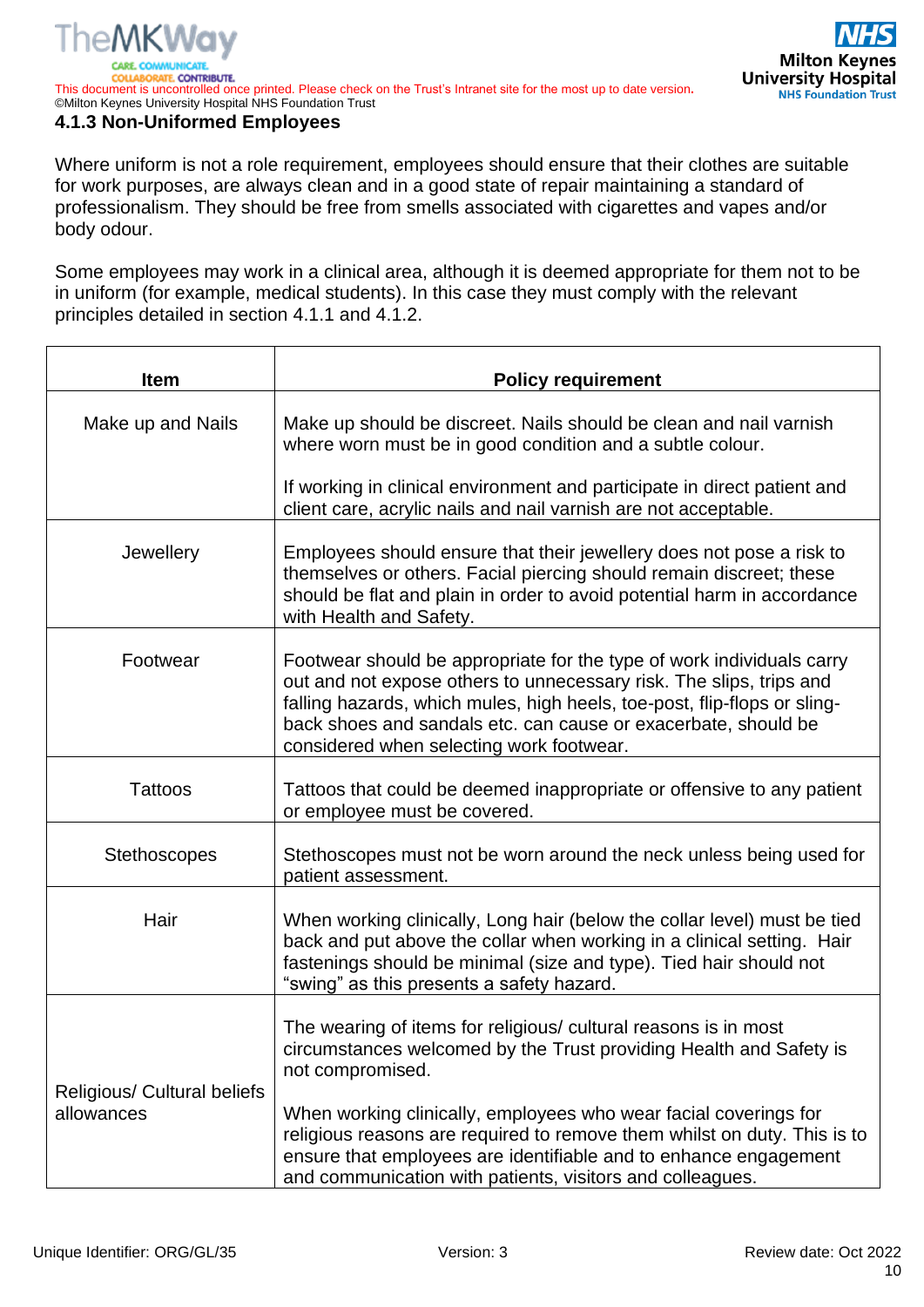### 4.1.3 Non-Uniformed Employees

Where uniform is not a role requirement, employees should ensure that their clothes are suitable for work purposes, are always clean and in a good state of repair maintaining a standard of professionalism. They should be free from smells associated with cigarettes and vapes and/or body odour.

Some employees may work in a clinical area, although it is deemed appropriate for them not to be in uniform (for example, medical students). In this case they must comply with the relevant principles detailed in section 4.1.1 and 4.1.2.

| Item | Policy requirement |
|---|---|
| Make up and Nails | Make up should be discreet. Nails should be clean and nail varnish where worn must be in good condition and a subtle colour.<br><br>If working in clinical environment and participate in direct patient and client care, acrylic nails and nail varnish are not acceptable. |
| Jewellery | Employees should ensure that their jewellery does not pose a risk to themselves or others. Facial piercing should remain discreet; these should be flat and plain in order to avoid potential harm in accordance with Health and Safety. |
| Footwear | Footwear should be appropriate for the type of work individuals carry out and not expose others to unnecessary risk. The slips, trips and falling hazards, which mules, high heels, toe-post, flip-flops or sling-back shoes and sandals etc. can cause or exacerbate, should be considered when selecting work footwear. |
| Tattoos | Tattoos that could be deemed inappropriate or offensive to any patient or employee must be covered. |
| Stethoscopes | Stethoscopes must not be worn around the neck unless being used for patient assessment. |
| Hair | When working clinically, Long hair (below the collar level) must be tied back and put above the collar when working in a clinical setting. Hair fastenings should be minimal (size and type). Tied hair should not "swing" as this presents a safety hazard. |
| Religious/ Cultural beliefs allowances | The wearing of items for religious/ cultural reasons is in most circumstances welcomed by the Trust providing Health and Safety is not compromised.<br><br>When working clinically, employees who wear facial coverings for religious reasons are required to remove them whilst on duty. This is to ensure that employees are identifiable and to enhance engagement and communication with patients, visitors and colleagues. |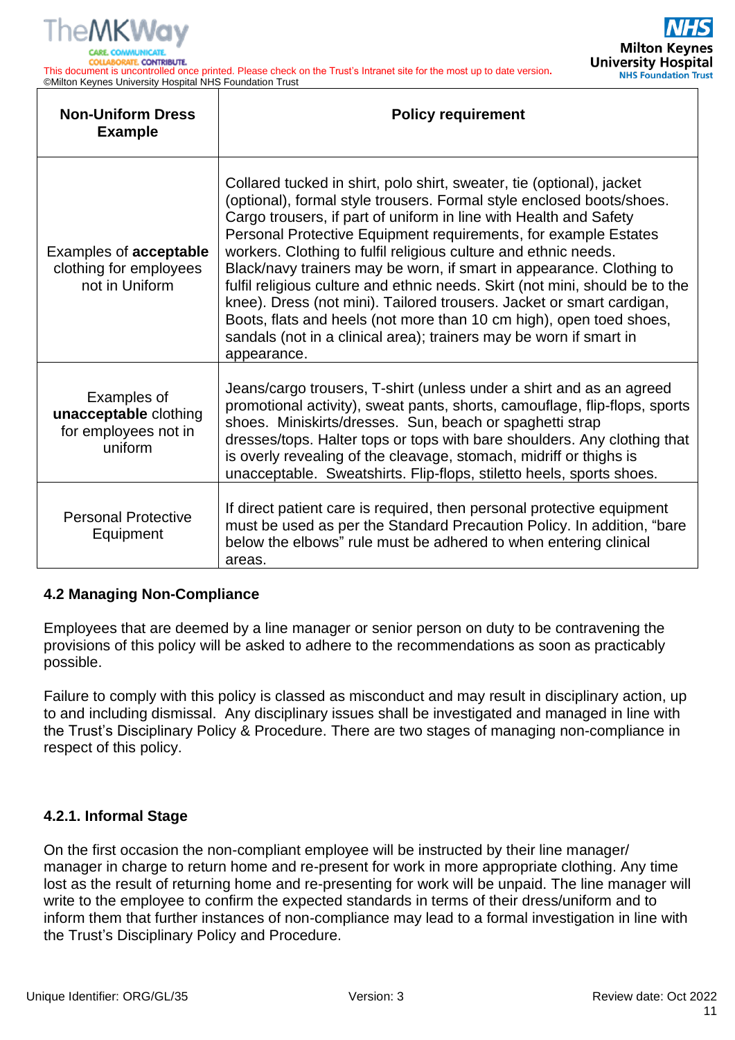| Non-Uniform Dress Example | Policy requirement |
|---|---|
| Examples of **acceptable** clothing for employees not in Uniform | Collared tucked in shirt, polo shirt, sweater, tie (optional), jacket (optional), formal style trousers. Formal style enclosed boots/shoes. Cargo trousers, if part of uniform in line with Health and Safety Personal Protective Equipment requirements, for example Estates workers. Clothing to fulfil religious culture and ethnic needs. Black/navy trainers may be worn, if smart in appearance. Clothing to fulfil religious culture and ethnic needs. Skirt (not mini, should be to the knee). Dress (not mini). Tailored trousers. Jacket or smart cardigan, Boots, flats and heels (not more than 10 cm high), open toed shoes, sandals (not in a clinical area); trainers may be worn if smart in appearance. |
| Examples of **unacceptable** clothing for employees not in uniform | Jeans/cargo trousers, T-shirt (unless under a shirt and as an agreed promotional activity), sweat pants, shorts, camouflage, flip-flops, sports shoes. Miniskirts/dresses. Sun, beach or spaghetti strap dresses/tops. Halter tops or tops with bare shoulders. Any clothing that is overly revealing of the cleavage, stomach, midriff or thighs is unacceptable. Sweatshirts. Flip-flops, stiletto heels, sports shoes. |
| Personal Protective Equipment | If direct patient care is required, then personal protective equipment must be used as per the Standard Precaution Policy. In addition, “bare below the elbows” rule must be adhered to when entering clinical areas. |

### 4.2 Managing Non-Compliance

Employees that are deemed by a line manager or senior person on duty to be contravening the provisions of this policy will be asked to adhere to the recommendations as soon as practicably possible.

Failure to comply with this policy is classed as misconduct and may result in disciplinary action, up to and including dismissal. Any disciplinary issues shall be investigated and managed in line with the Trust’s Disciplinary Policy & Procedure. There are two stages of managing non-compliance in respect of this policy.

#### 4.2.1. Informal Stage

On the first occasion the non-compliant employee will be instructed by their line manager/ manager in charge to return home and re-present for work in more appropriate clothing. Any time lost as the result of returning home and re-presenting for work will be unpaid. The line manager will write to the employee to confirm the expected standards in terms of their dress/uniform and to inform them that further instances of non-compliance may lead to a formal investigation in line with the Trust’s Disciplinary Policy and Procedure.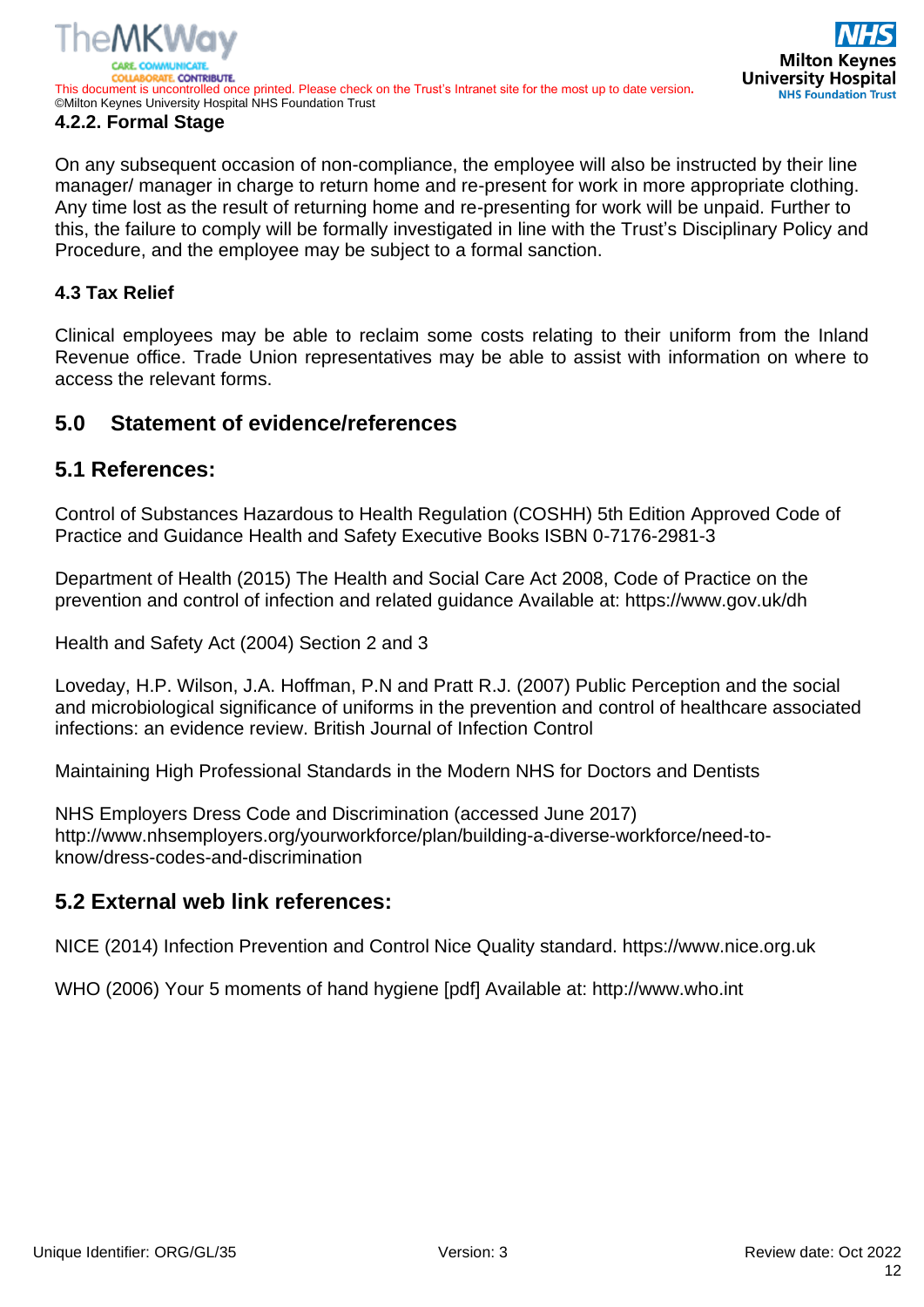#### 4.2.2. Formal Stage

On any subsequent occasion of non-compliance, the employee will also be instructed by their line manager/ manager in charge to return home and re-present for work in more appropriate clothing. Any time lost as the result of returning home and re-presenting for work will be unpaid. Further to this, the failure to comply will be formally investigated in line with the Trust's Disciplinary Policy and Procedure, and the employee may be subject to a formal sanction.

### 4.3 Tax Relief

Clinical employees may be able to reclaim some costs relating to their uniform from the Inland Revenue office. Trade Union representatives may be able to assist with information on where to access the relevant forms.

## 5.0 Statement of evidence/references

### 5.1 References:

Control of Substances Hazardous to Health Regulation (COSHH) 5th Edition Approved Code of Practice and Guidance Health and Safety Executive Books ISBN 0-7176-2981-3

Department of Health (2015) The Health and Social Care Act 2008, Code of Practice on the prevention and control of infection and related guidance Available at: https://www.gov.uk/dh

Health and Safety Act (2004) Section 2 and 3

Loveday, H.P. Wilson, J.A. Hoffman, P.N and Pratt R.J. (2007) Public Perception and the social and microbiological significance of uniforms in the prevention and control of healthcare associated infections: an evidence review. British Journal of Infection Control

Maintaining High Professional Standards in the Modern NHS for Doctors and Dentists

NHS Employers Dress Code and Discrimination (accessed June 2017) http://www.nhsemployers.org/yourworkforce/plan/building-a-diverse-workforce/need-to-know/dress-codes-and-discrimination

### 5.2 External web link references:

NICE (2014) Infection Prevention and Control Nice Quality standard. https://www.nice.org.uk

WHO (2006) Your 5 moments of hand hygiene [pdf] Available at: http://www.who.int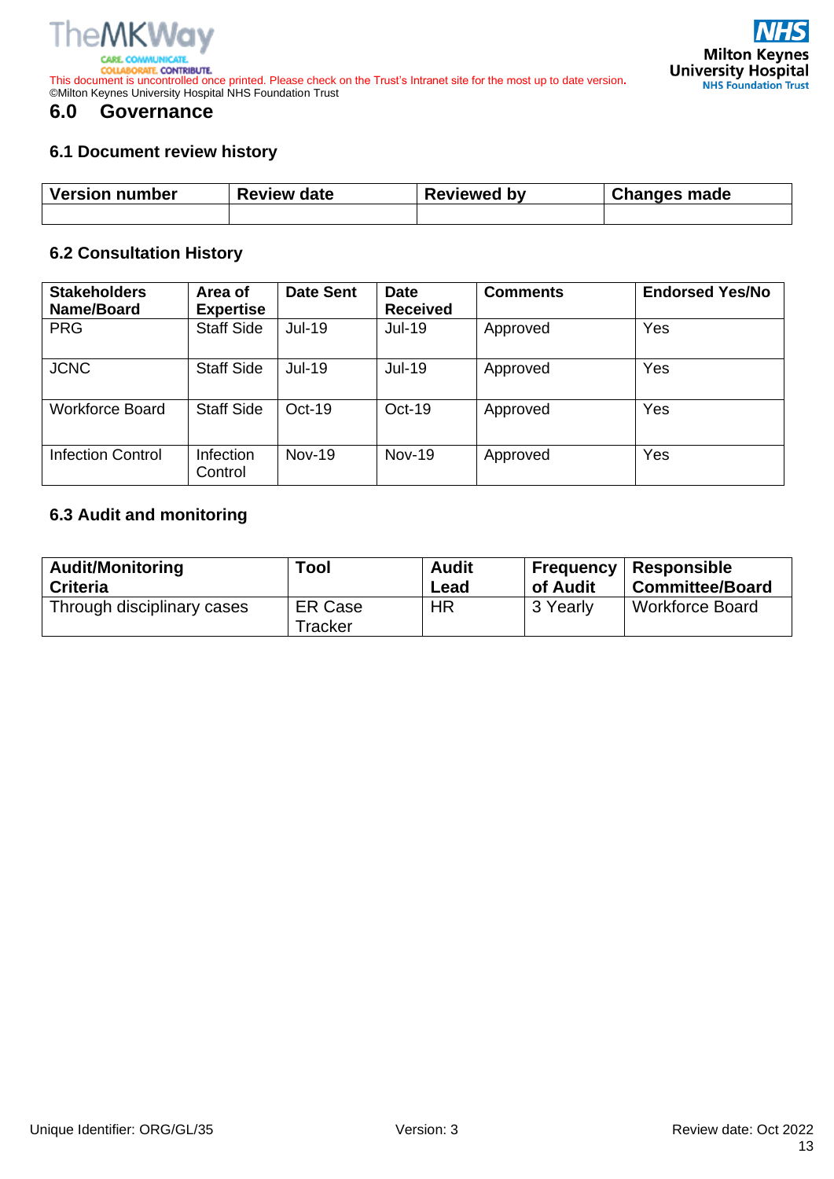## 6.0 Governance

### 6.1 Document review history

| Version number | Review date | Reviewed by | Changes made |
|---|---|---|---|
| | | | |

### 6.2 Consultation History

| Stakeholders Name/Board | Area of Expertise | Date Sent | Date Received | Comments | Endorsed Yes/No |
|---|---|---|---|---|---|
| PRG | Staff Side | Jul-19 | Jul-19 | Approved | Yes |
| JCNC | Staff Side | Jul-19 | Jul-19 | Approved | Yes |
| Workforce Board | Staff Side | Oct-19 | Oct-19 | Approved | Yes |
| Infection Control | Infection Control | Nov-19 | Nov-19 | Approved | Yes |

### 6.3 Audit and monitoring

| Audit/Monitoring Criteria | Tool | Audit Lead | Frequency of Audit | Responsible Committee/Board |
|---|---|---|---|---|
| Through disciplinary cases | ER Case Tracker | HR | 3 Yearly | Workforce Board |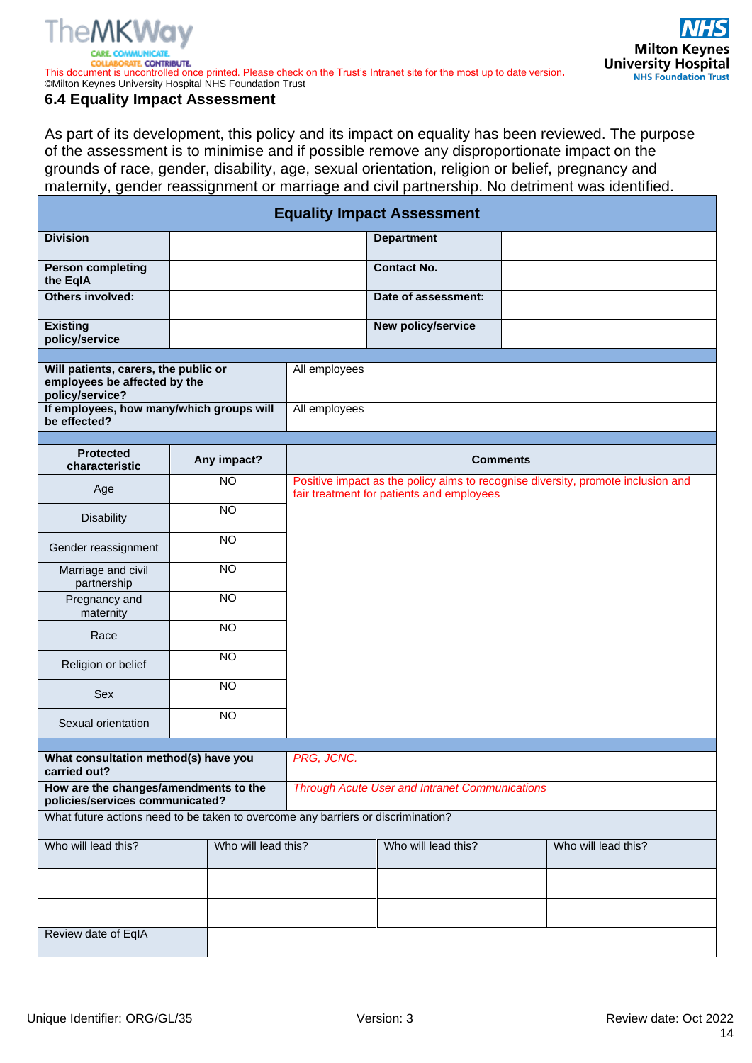## 6.4 Equality Impact Assessment

As part of its development, this policy and its impact on equality has been reviewed. The purpose of the assessment is to minimise and if possible remove any disproportionate impact on the grounds of race, gender, disability, age, sexual orientation, religion or belief, pregnancy and maternity, gender reassignment or marriage and civil partnership. No detriment was identified.

**Equality Impact Assessment**

| | | | |
|---|---|---|---|
| **Division** | | **Department** | |
| **Person completing the EqIA** | | **Contact No.** | |
| **Others involved:** | | **Date of assessment:** | |
| **Existing policy/service** | | **New policy/service** | |

| | |
|---|---|
| **Will patients, carers, the public or employees be affected by the policy/service?** | All employees |
| **If employees, how many/which groups will be effected?** | All employees |

| Protected characteristic | Any impact? | Comments |
|---|---|---|
| Age | NO | Positive impact as the policy aims to recognise diversity, promote inclusion and fair treatment for patients and employees |
| Disability | NO | |
| Gender reassignment | NO | |
| Marriage and civil partnership | NO | |
| Pregnancy and maternity | NO | |
| Race | NO | |
| Religion or belief | NO | |
| Sex | NO | |
| Sexual orientation | NO | |

| | |
|---|---|
| **What consultation method(s) have you carried out?** | *PRG, JCNC.* |
| **How are the changes/amendments to the policies/services communicated?** | *Through Acute User and Intranet Communications* |

What future actions need to be taken to overcome any barriers or discrimination?

| Who will lead this? | Who will lead this? | Who will lead this? | Who will lead this? |
|---|---|---|---|
| | | | |
| | | | |
| Review date of EqIA | | | |

Unique Identifier: ORG/GL/35 | Version: 3 | Review date: Oct 2022